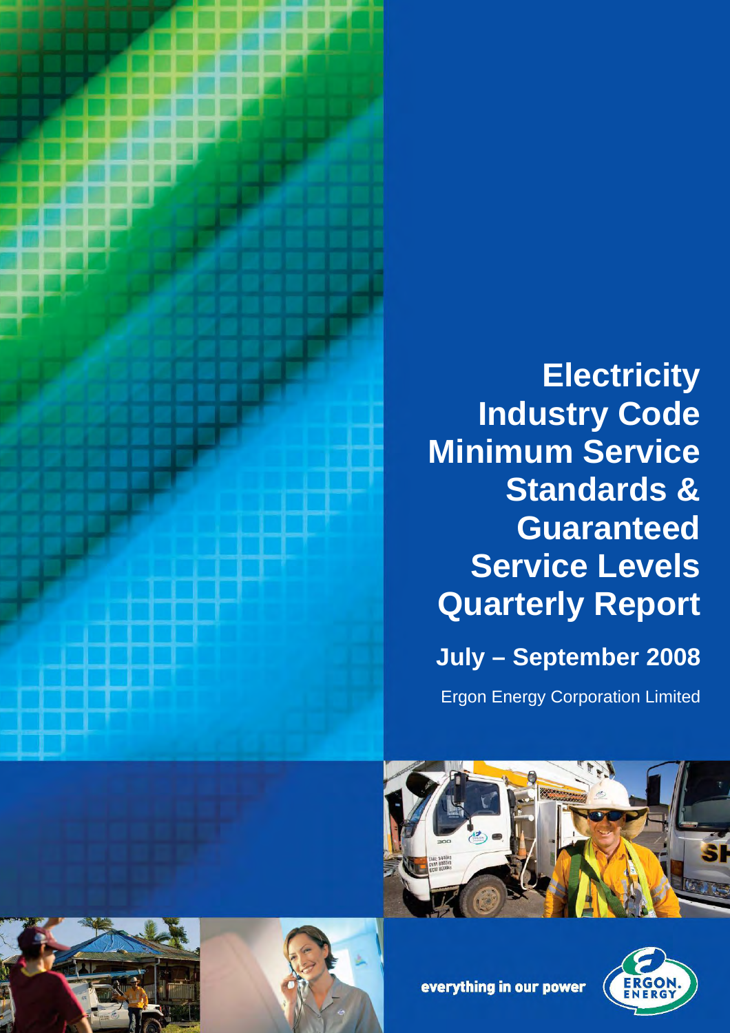# Electricity Industry Code Minimum Service Standards & Guaranteed Service Levels Quarterly Report

## July – September 2008

Ergon Energy Corporation Limited

everything in our power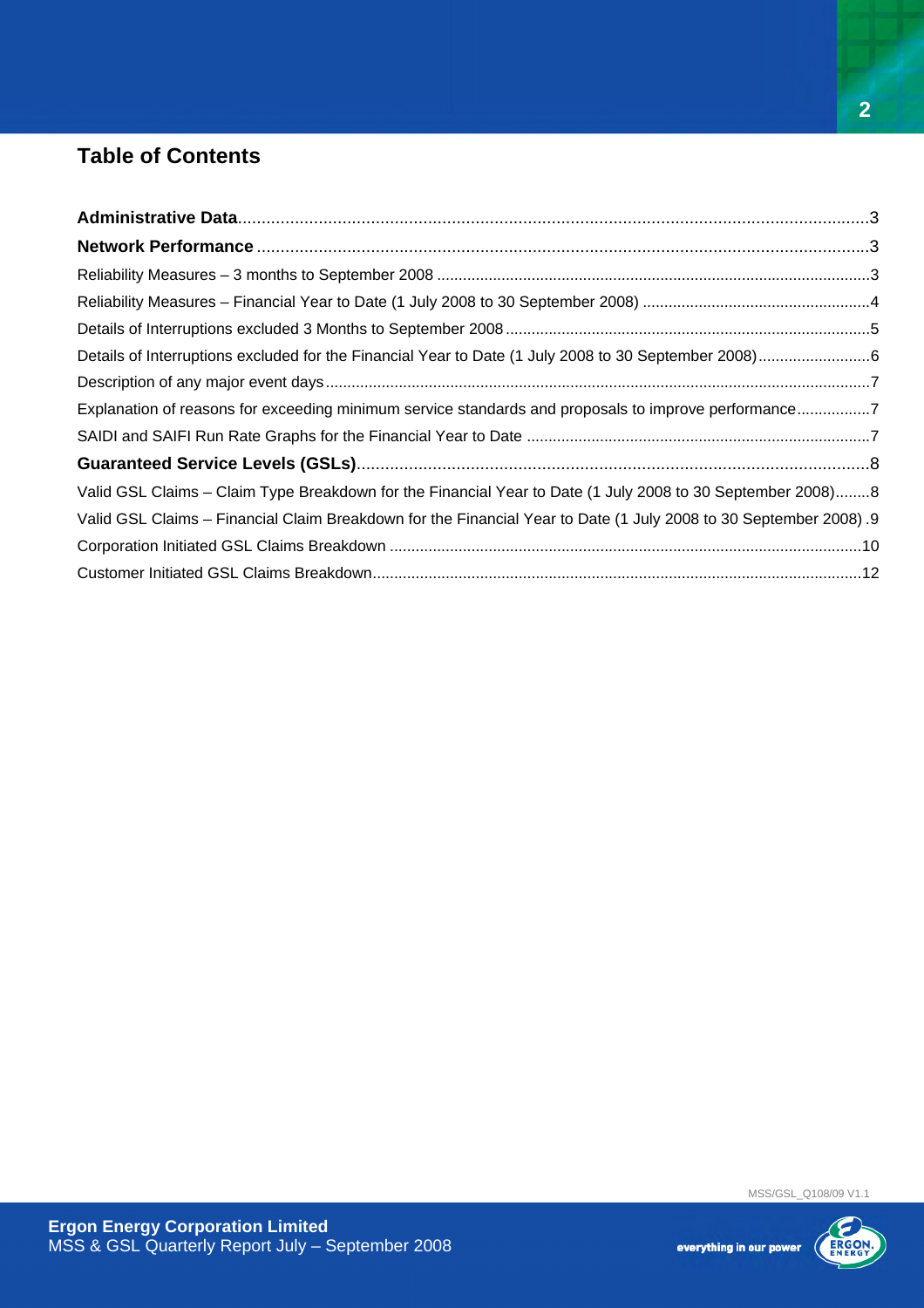## Table of Contents

**Administrative Data**....................................................................................................................................3

**Network Performance** ..................................................................................................................................3

Reliability Measures – 3 months to September 2008 ....................................................................................................3

Reliability Measures – Financial Year to Date (1 July 2008 to 30 September 2008) ....................................................4

Details of Interruptions excluded 3 Months to September 2008 ....................................................................................5

Details of Interruptions excluded for the Financial Year to Date (1 July 2008 to 30 September 2008)..........................6

Description of any major event days ..............................................................................................................................7

Explanation of reasons for exceeding minimum service standards and proposals to improve performance.................7

SAIDI and SAIFI Run Rate Graphs for the Financial Year to Date ...............................................................................7

**Guaranteed Service Levels (GSLs)**............................................................................................................8

Valid GSL Claims – Claim Type Breakdown for the Financial Year to Date (1 July 2008 to 30 September 2008)........8

Valid GSL Claims – Financial Claim Breakdown for the Financial Year to Date (1 July 2008 to 30 September 2008) .9

Corporation Initiated GSL Claims Breakdown .............................................................................................................10

Customer Initiated GSL Claims Breakdown.................................................................................................................12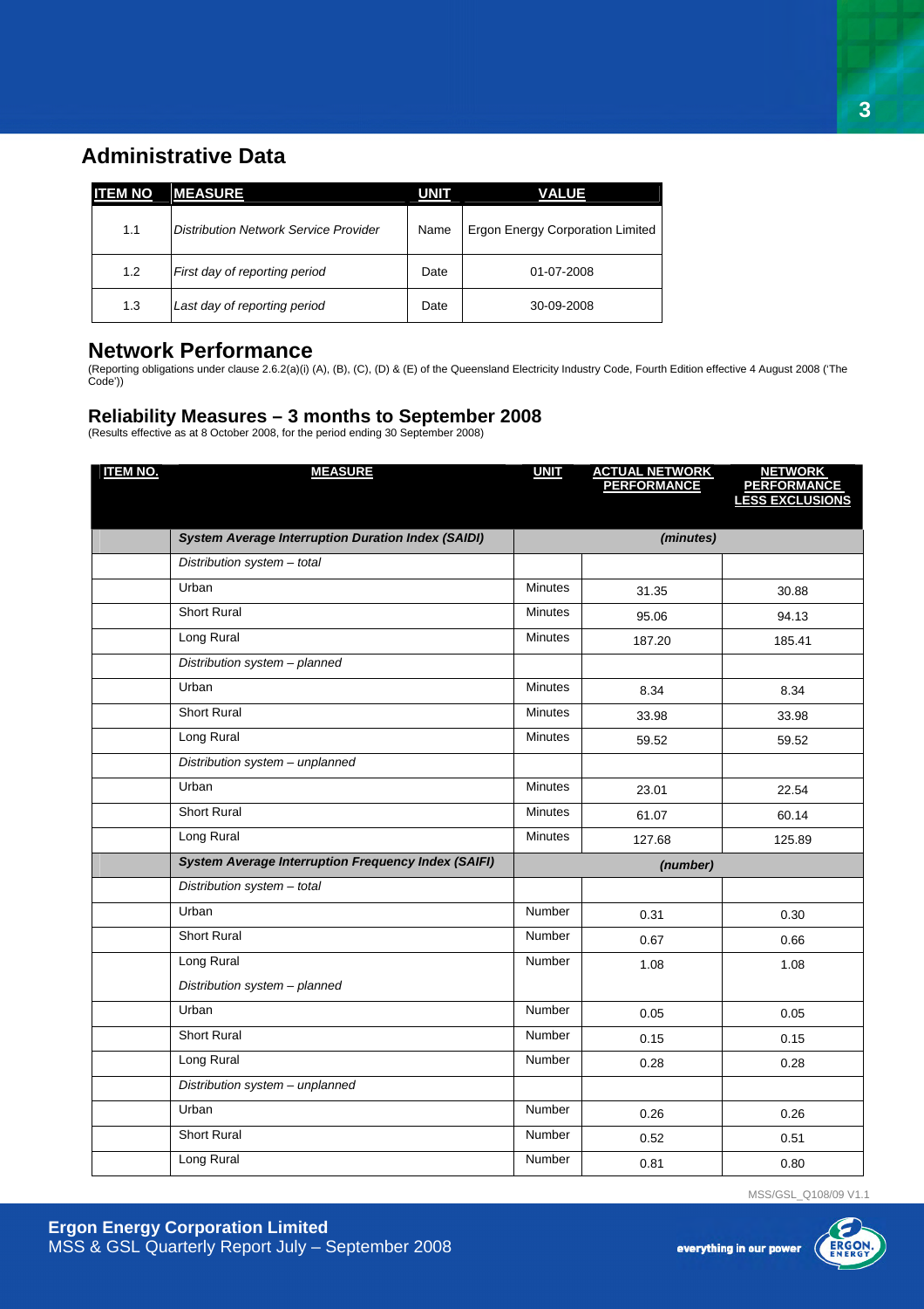## Administrative Data

| ITEM NO | MEASURE | UNIT | VALUE |
|---|---|---|---|
| 1.1 | *Distribution Network Service Provider* | Name | Ergon Energy Corporation Limited |
| 1.2 | *First day of reporting period* | Date | 01-07-2008 |
| 1.3 | *Last day of reporting period* | Date | 30-09-2008 |

## Network Performance

(Reporting obligations under clause 2.6.2(a)(i) (A), (B), (C), (D) & (E) of the Queensland Electricity Industry Code, Fourth Edition effective 4 August 2008 ('The Code'))

### Reliability Measures – 3 months to September 2008

(Results effective as at 8 October 2008, for the period ending 30 September 2008)

| ITEM NO. | MEASURE | UNIT | ACTUAL NETWORK PERFORMANCE | NETWORK PERFORMANCE LESS EXCLUSIONS |
|---|---|---|---|---|
| | ***System Average Interruption Duration Index (SAIDI)*** | ***(minutes)*** | | |
| | *Distribution system – total* | | | |
| | Urban | Minutes | 31.35 | 30.88 |
| | Short Rural | Minutes | 95.06 | 94.13 |
| | Long Rural | Minutes | 187.20 | 185.41 |
| | *Distribution system – planned* | | | |
| | Urban | Minutes | 8.34 | 8.34 |
| | Short Rural | Minutes | 33.98 | 33.98 |
| | Long Rural | Minutes | 59.52 | 59.52 |
| | *Distribution system – unplanned* | | | |
| | Urban | Minutes | 23.01 | 22.54 |
| | Short Rural | Minutes | 61.07 | 60.14 |
| | Long Rural | Minutes | 127.68 | 125.89 |
| | ***System Average Interruption Frequency Index (SAIFI)*** | ***(number)*** | | |
| | *Distribution system – total* | | | |
| | Urban | Number | 0.31 | 0.30 |
| | Short Rural | Number | 0.67 | 0.66 |
| | Long Rural | Number | 1.08 | 1.08 |
| | *Distribution system – planned* | | | |
| | Urban | Number | 0.05 | 0.05 |
| | Short Rural | Number | 0.15 | 0.15 |
| | Long Rural | Number | 0.28 | 0.28 |
| | *Distribution system – unplanned* | | | |
| | Urban | Number | 0.26 | 0.26 |
| | Short Rural | Number | 0.52 | 0.51 |
| | Long Rural | Number | 0.81 | 0.80 |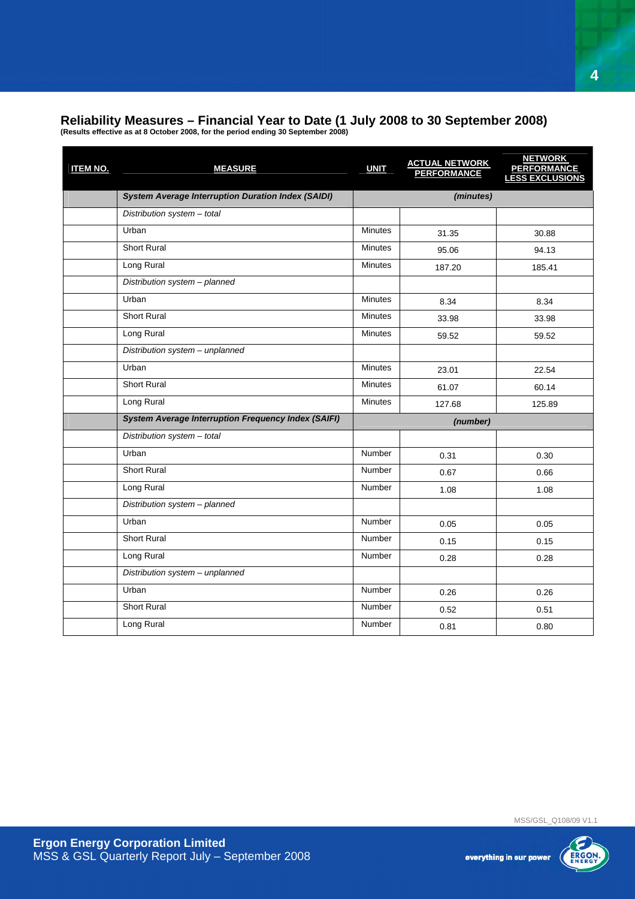## Reliability Measures – Financial Year to Date (1 July 2008 to 30 September 2008)

**(Results effective as at 8 October 2008, for the period ending 30 September 2008)**

| ITEM NO. | MEASURE | UNIT | ACTUAL NETWORK PERFORMANCE | NETWORK PERFORMANCE LESS EXCLUSIONS |
|---|---|---|---|---|
| | ***System Average Interruption Duration Index (SAIDI)*** | *(minutes)* | | |
| | *Distribution system – total* | | | |
| | Urban | Minutes | 31.35 | 30.88 |
| | Short Rural | Minutes | 95.06 | 94.13 |
| | Long Rural | Minutes | 187.20 | 185.41 |
| | *Distribution system – planned* | | | |
| | Urban | Minutes | 8.34 | 8.34 |
| | Short Rural | Minutes | 33.98 | 33.98 |
| | Long Rural | Minutes | 59.52 | 59.52 |
| | *Distribution system – unplanned* | | | |
| | Urban | Minutes | 23.01 | 22.54 |
| | Short Rural | Minutes | 61.07 | 60.14 |
| | Long Rural | Minutes | 127.68 | 125.89 |
| | ***System Average Interruption Frequency Index (SAIFI)*** | *(number)* | | |
| | *Distribution system – total* | | | |
| | Urban | Number | 0.31 | 0.30 |
| | Short Rural | Number | 0.67 | 0.66 |
| | Long Rural | Number | 1.08 | 1.08 |
| | *Distribution system – planned* | | | |
| | Urban | Number | 0.05 | 0.05 |
| | Short Rural | Number | 0.15 | 0.15 |
| | Long Rural | Number | 0.28 | 0.28 |
| | *Distribution system – unplanned* | | | |
| | Urban | Number | 0.26 | 0.26 |
| | Short Rural | Number | 0.52 | 0.51 |
| | Long Rural | Number | 0.81 | 0.80 |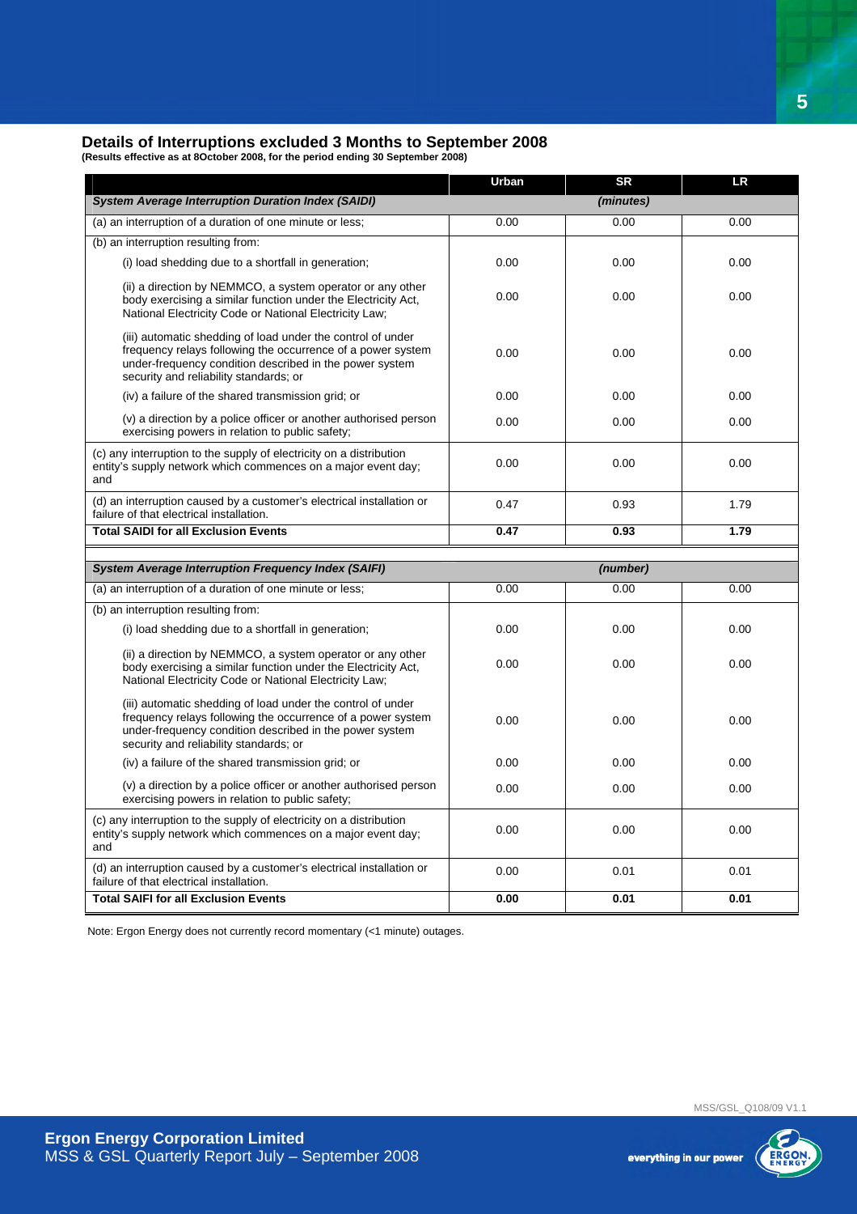## Details of Interruptions excluded 3 Months to September 2008

**(Results effective as at 8October 2008, for the period ending 30 September 2008)**

| | Urban | SR | LR |
|---|---|---|---|
| ***System Average Interruption Duration Index (SAIDI)*** | | *(minutes)* | |
| (a) an interruption of a duration of one minute or less; | 0.00 | 0.00 | 0.00 |
| (b) an interruption resulting from: | | | |
| (i) load shedding due to a shortfall in generation; | 0.00 | 0.00 | 0.00 |
| (ii) a direction by NEMMCO, a system operator or any other body exercising a similar function under the Electricity Act, National Electricity Code or National Electricity Law; | 0.00 | 0.00 | 0.00 |
| (iii) automatic shedding of load under the control of under frequency relays following the occurrence of a power system under-frequency condition described in the power system security and reliability standards; or | 0.00 | 0.00 | 0.00 |
| (iv) a failure of the shared transmission grid; or | 0.00 | 0.00 | 0.00 |
| (v) a direction by a police officer or another authorised person exercising powers in relation to public safety; | 0.00 | 0.00 | 0.00 |
| (c) any interruption to the supply of electricity on a distribution entity's supply network which commences on a major event day; and | 0.00 | 0.00 | 0.00 |
| (d) an interruption caused by a customer's electrical installation or failure of that electrical installation. | 0.47 | 0.93 | 1.79 |
| **Total SAIDI for all Exclusion Events** | **0.47** | **0.93** | **1.79** |

| | Urban | SR | LR |
|---|---|---|---|
| ***System Average Interruption Frequency Index (SAIFI)*** | | *(number)* | |
| (a) an interruption of a duration of one minute or less; | 0.00 | 0.00 | 0.00 |
| (b) an interruption resulting from: | | | |
| (i) load shedding due to a shortfall in generation; | 0.00 | 0.00 | 0.00 |
| (ii) a direction by NEMMCO, a system operator or any other body exercising a similar function under the Electricity Act, National Electricity Code or National Electricity Law; | 0.00 | 0.00 | 0.00 |
| (iii) automatic shedding of load under the control of under frequency relays following the occurrence of a power system under-frequency condition described in the power system security and reliability standards; or | 0.00 | 0.00 | 0.00 |
| (iv) a failure of the shared transmission grid; or | 0.00 | 0.00 | 0.00 |
| (v) a direction by a police officer or another authorised person exercising powers in relation to public safety; | 0.00 | 0.00 | 0.00 |
| (c) any interruption to the supply of electricity on a distribution entity's supply network which commences on a major event day; and | 0.00 | 0.00 | 0.00 |
| (d) an interruption caused by a customer's electrical installation or failure of that electrical installation. | 0.00 | 0.01 | 0.01 |
| **Total SAIFI for all Exclusion Events** | **0.00** | **0.01** | **0.01** |

Note: Ergon Energy does not currently record momentary (<1 minute) outages.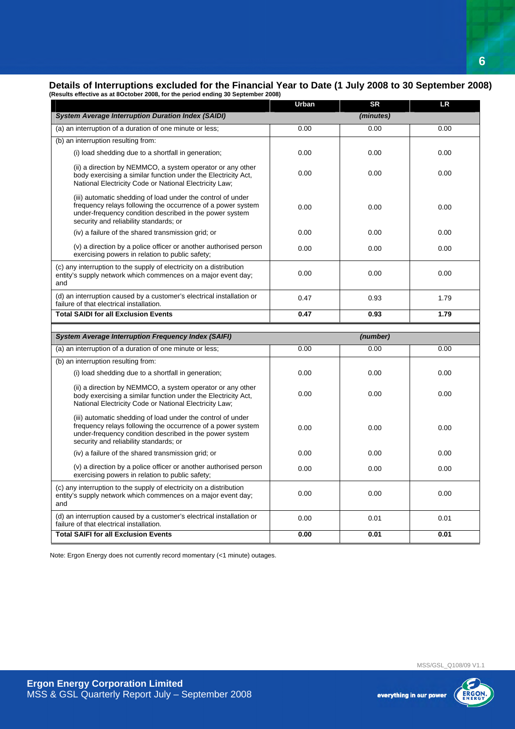## Details of Interruptions excluded for the Financial Year to Date (1 July 2008 to 30 September 2008)

**(Results effective as at 8October 2008, for the period ending 30 September 2008)**

| | Urban | SR | LR |
|---|---|---|---|
| ***System Average Interruption Duration Index (SAIDI)*** | | ***(minutes)*** | |
| (a) an interruption of a duration of one minute or less; | 0.00 | 0.00 | 0.00 |
| (b) an interruption resulting from: | | | |
| (i) load shedding due to a shortfall in generation; | 0.00 | 0.00 | 0.00 |
| (ii) a direction by NEMMCO, a system operator or any other body exercising a similar function under the Electricity Act, National Electricity Code or National Electricity Law; | 0.00 | 0.00 | 0.00 |
| (iii) automatic shedding of load under the control of under frequency relays following the occurrence of a power system under-frequency condition described in the power system security and reliability standards; or | 0.00 | 0.00 | 0.00 |
| (iv) a failure of the shared transmission grid; or | 0.00 | 0.00 | 0.00 |
| (v) a direction by a police officer or another authorised person exercising powers in relation to public safety; | 0.00 | 0.00 | 0.00 |
| (c) any interruption to the supply of electricity on a distribution entity's supply network which commences on a major event day; and | 0.00 | 0.00 | 0.00 |
| (d) an interruption caused by a customer's electrical installation or failure of that electrical installation. | 0.47 | 0.93 | 1.79 |
| **Total SAIDI for all Exclusion Events** | **0.47** | **0.93** | **1.79** |

| | Urban | SR | LR |
|---|---|---|---|
| ***System Average Interruption Frequency Index (SAIFI)*** | | ***(number)*** | |
| (a) an interruption of a duration of one minute or less; | 0.00 | 0.00 | 0.00 |
| (b) an interruption resulting from: | | | |
| (i) load shedding due to a shortfall in generation; | 0.00 | 0.00 | 0.00 |
| (ii) a direction by NEMMCO, a system operator or any other body exercising a similar function under the Electricity Act, National Electricity Code or National Electricity Law; | 0.00 | 0.00 | 0.00 |
| (iii) automatic shedding of load under the control of under frequency relays following the occurrence of a power system under-frequency condition described in the power system security and reliability standards; or | 0.00 | 0.00 | 0.00 |
| (iv) a failure of the shared transmission grid; or | 0.00 | 0.00 | 0.00 |
| (v) a direction by a police officer or another authorised person exercising powers in relation to public safety; | 0.00 | 0.00 | 0.00 |
| (c) any interruption to the supply of electricity on a distribution entity's supply network which commences on a major event day; and | 0.00 | 0.00 | 0.00 |
| (d) an interruption caused by a customer's electrical installation or failure of that electrical installation. | 0.00 | 0.01 | 0.01 |
| **Total SAIFI for all Exclusion Events** | **0.00** | **0.01** | **0.01** |

Note: Ergon Energy does not currently record momentary (<1 minute) outages.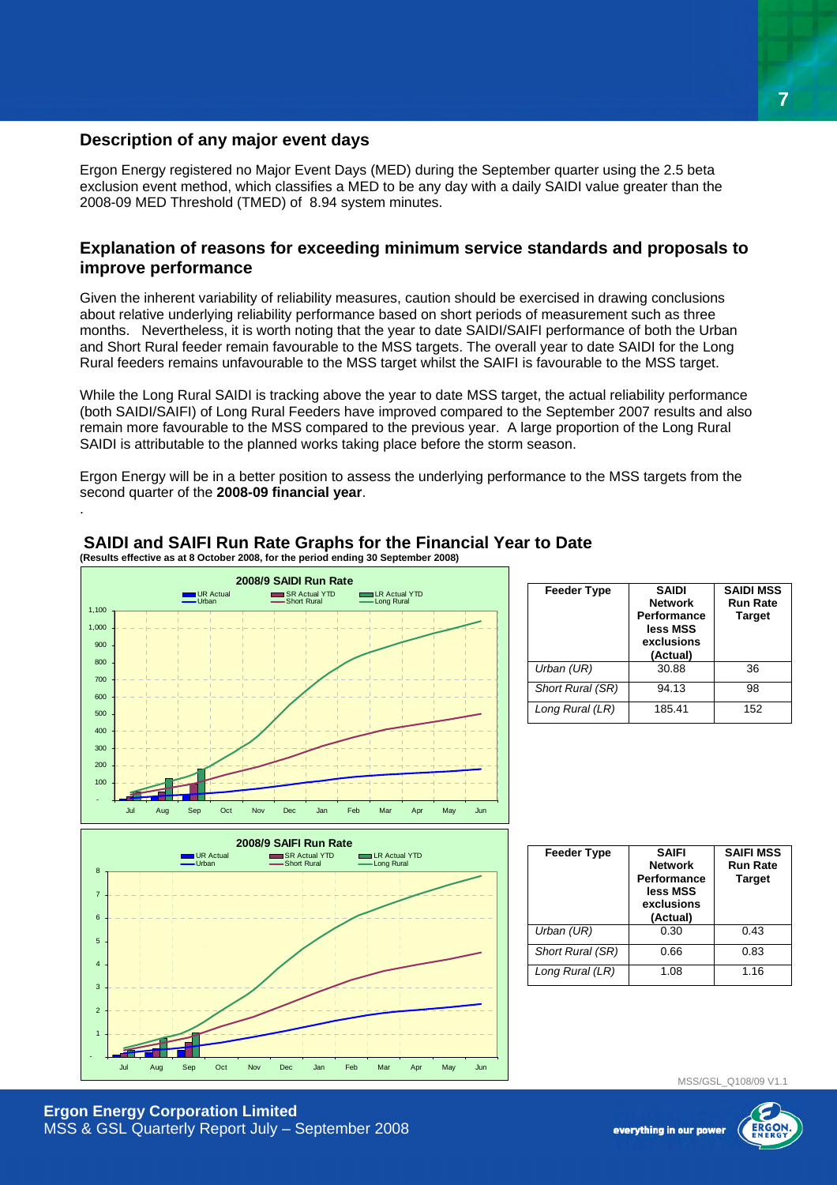## Description of any major event days

Ergon Energy registered no Major Event Days (MED) during the September quarter using the 2.5 beta exclusion event method, which classifies a MED to be any day with a daily SAIDI value greater than the 2008-09 MED Threshold (TMED) of 8.94 system minutes.

## Explanation of reasons for exceeding minimum service standards and proposals to improve performance

Given the inherent variability of reliability measures, caution should be exercised in drawing conclusions about relative underlying reliability performance based on short periods of measurement such as three months. Nevertheless, it is worth noting that the year to date SAIDI/SAIFI performance of both the Urban and Short Rural feeder remain favourable to the MSS targets. The overall year to date SAIDI for the Long Rural feeders remains unfavourable to the MSS target whilst the SAIFI is favourable to the MSS target.

While the Long Rural SAIDI is tracking above the year to date MSS target, the actual reliability performance (both SAIDI/SAIFI) of Long Rural Feeders have improved compared to the September 2007 results and also remain more favourable to the MSS compared to the previous year. A large proportion of the Long Rural SAIDI is attributable to the planned works taking place before the storm season.

Ergon Energy will be in a better position to assess the underlying performance to the MSS targets from the second quarter of the **2008-09 financial year**.

.

## SAIDI and SAIFI Run Rate Graphs for the Financial Year to Date

**(Results effective as at 8 October 2008, for the period ending 30 September 2008)**

| Feeder Type | SAIDI Network Performance less MSS exclusions (Actual) | SAIDI MSS Run Rate Target |
|---|---|---|
| *Urban (UR)* | 30.88 | 36 |
| *Short Rural (SR)* | 94.13 | 98 |
| *Long Rural (LR)* | 185.41 | 152 |

| Feeder Type | SAIFI Network Performance less MSS exclusions (Actual) | SAIFI MSS Run Rate Target |
|---|---|---|
| *Urban (UR)* | 0.30 | 0.43 |
| *Short Rural (SR)* | 0.66 | 0.83 |
| *Long Rural (LR)* | 1.08 | 1.16 |

MSS/GSL_Q108/09 V1.1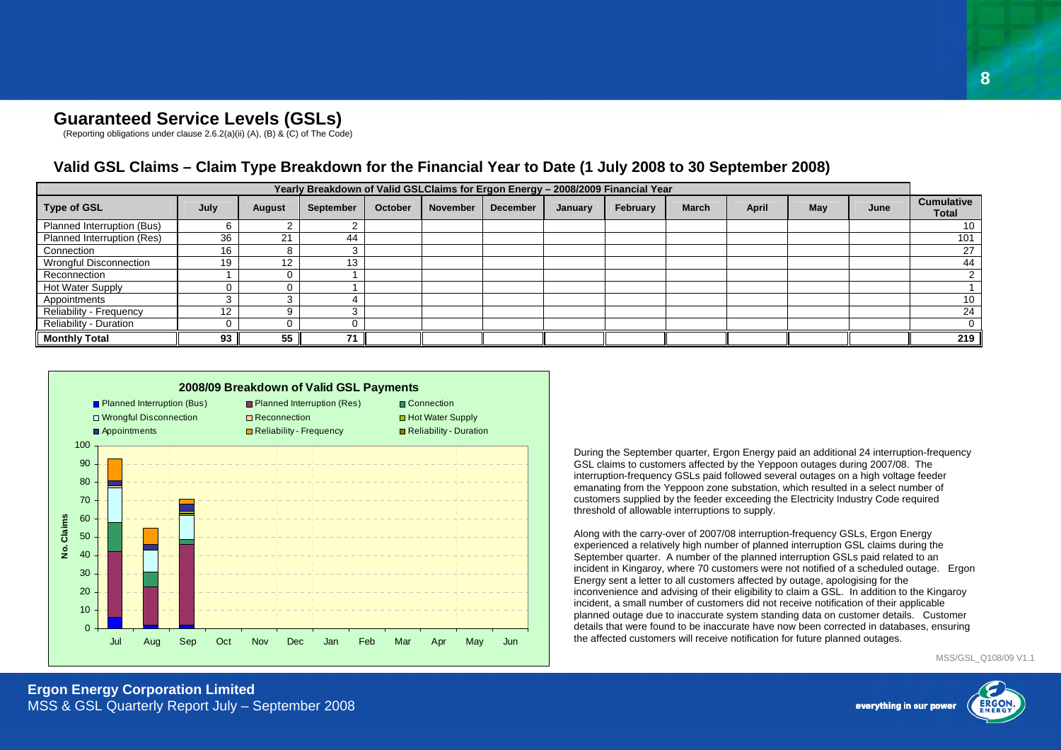## Guaranteed Service Levels (GSLs)

(Reporting obligations under clause 2.6.2(a)(ii) (A), (B) & (C) of The Code)

### Valid GSL Claims – Claim Type Breakdown for the Financial Year to Date (1 July 2008 to 30 September 2008)

| Yearly Breakdown of Valid GSLClaims for Ergon Energy – 2008/2009 Financial Year | | | | | | | | | | | | | |
|---|---|---|---|---|---|---|---|---|---|---|---|---|---|
| **Type of GSL** | **July** | **August** | **September** | **October** | **November** | **December** | **January** | **February** | **March** | **April** | **May** | **June** | **Cumulative Total** |
| Planned Interruption (Bus) | 6 | 2 | 2 | | | | | | | | | | 10 |
| Planned Interruption (Res) | 36 | 21 | 44 | | | | | | | | | | 101 |
| Connection | 16 | 8 | 3 | | | | | | | | | | 27 |
| Wrongful Disconnection | 19 | 12 | 13 | | | | | | | | | | 44 |
| Reconnection | 1 | 0 | 1 | | | | | | | | | | 2 |
| Hot Water Supply | 0 | 0 | 1 | | | | | | | | | | 1 |
| Appointments | 3 | 3 | 4 | | | | | | | | | | 10 |
| Reliability - Frequency | 12 | 9 | 3 | | | | | | | | | | 24 |
| Reliability - Duration | 0 | 0 | 0 | | | | | | | | | | 0 |
| **Monthly Total** | **93** | **55** | **71** | | | | | | | | | | **219** |

During the September quarter, Ergon Energy paid an additional 24 interruption-frequency GSL claims to customers affected by the Yeppoon outages during 2007/08. The interruption-frequency GSLs paid followed several outages on a high voltage feeder emanating from the Yeppoon zone substation, which resulted in a select number of customers supplied by the feeder exceeding the Electricity Industry Code required threshold of allowable interruptions to supply.

Along with the carry-over of 2007/08 interruption-frequency GSLs, Ergon Energy experienced a relatively high number of planned interruption GSL claims during the September quarter. A number of the planned interruption GSLs paid related to an incident in Kingaroy, where 70 customers were not notified of a scheduled outage. Ergon Energy sent a letter to all customers affected by outage, apologising for the inconvenience and advising of their eligibility to claim a GSL. In addition to the Kingaroy incident, a small number of customers did not receive notification of their applicable planned outage due to inaccurate system standing data on customer details. Customer details that were found to be inaccurate have now been corrected in databases, ensuring the affected customers will receive notification for future planned outages.

MSS/GSL_Q108/09 V1.1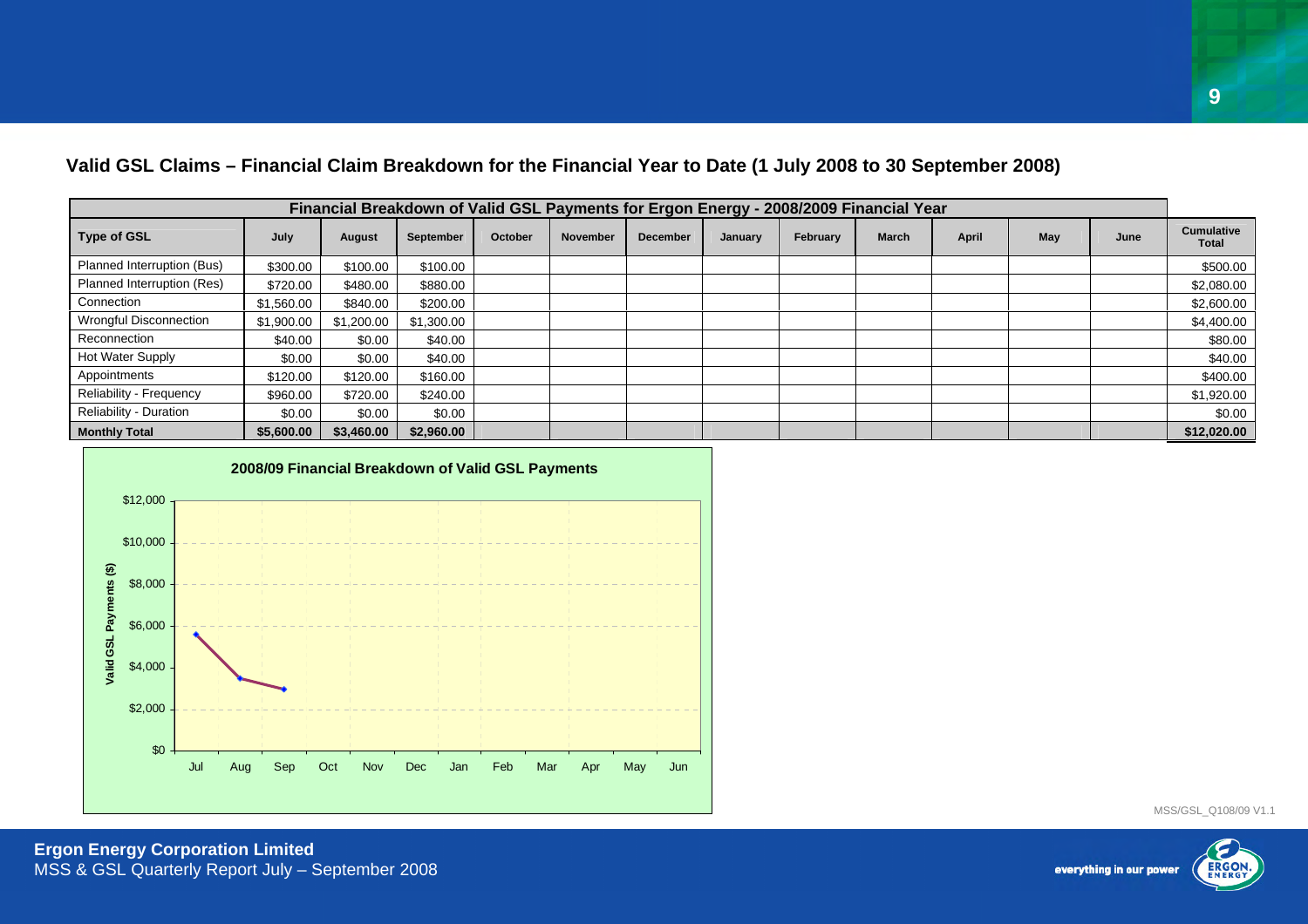## Valid GSL Claims – Financial Claim Breakdown for the Financial Year to Date (1 July 2008 to 30 September 2008)

| Financial Breakdown of Valid GSL Payments for Ergon Energy - 2008/2009 Financial Year | | | | | | | | | | | | | |
|---|---|---|---|---|---|---|---|---|---|---|---|---|---|
| **Type of GSL** | **July** | **August** | **September** | **October** | **November** | **December** | **January** | **February** | **March** | **April** | **May** | **June** | **Cumulative Total** |
| Planned Interruption (Bus) | $300.00 | $100.00 | $100.00 | | | | | | | | | | $500.00 |
| Planned Interruption (Res) | $720.00 | $480.00 | $880.00 | | | | | | | | | | $2,080.00 |
| Connection | $1,560.00 | $840.00 | $200.00 | | | | | | | | | | $2,600.00 |
| Wrongful Disconnection | $1,900.00 | $1,200.00 | $1,300.00 | | | | | | | | | | $4,400.00 |
| Reconnection | $40.00 | $0.00 | $40.00 | | | | | | | | | | $80.00 |
| Hot Water Supply | $0.00 | $0.00 | $40.00 | | | | | | | | | | $40.00 |
| Appointments | $120.00 | $120.00 | $160.00 | | | | | | | | | | $400.00 |
| Reliability - Frequency | $960.00 | $720.00 | $240.00 | | | | | | | | | | $1,920.00 |
| Reliability - Duration | $0.00 | $0.00 | $0.00 | | | | | | | | | | $0.00 |
| **Monthly Total** | **$5,600.00** | **$3,460.00** | **$2,960.00** | | | | | | | | | | **$12,020.00** |

**2008/09 Financial Breakdown of Valid GSL Payments**

| Month | Valid GSL Payments ($) |
|---|---|
| Jul | 5,600 |
| Aug | 3,460 |
| Sep | 2,960 |
| Oct | |
| Nov | |
| Dec | |
| Jan | |
| Feb | |
| Mar | |
| Apr | |
| May | |
| Jun | |

MSS/GSL_Q108/09 V1.1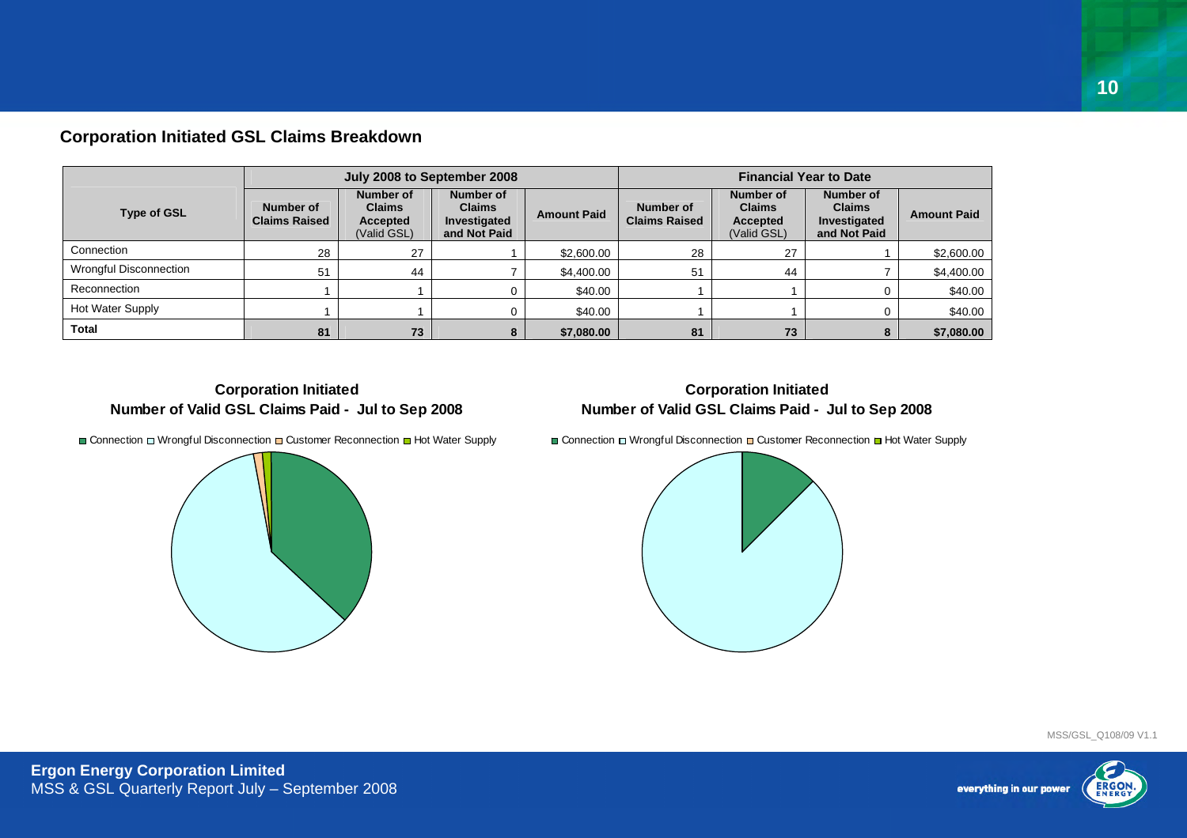## Corporation Initiated GSL Claims Breakdown

| Type of GSL | July 2008 to September 2008 | | | | Financial Year to Date | | | |
|---|---|---|---|---|---|---|---|---|
| | Number of Claims Raised | Number of Claims Accepted (Valid GSL) | Number of Claims Investigated and Not Paid | Amount Paid | Number of Claims Raised | Number of Claims Accepted (Valid GSL) | Number of Claims Investigated and Not Paid | Amount Paid |
| Connection | 28 | 27 | 1 | $2,600.00 | 28 | 27 | 1 | $2,600.00 |
| Wrongful Disconnection | 51 | 44 | 7 | $4,400.00 | 51 | 44 | 7 | $4,400.00 |
| Reconnection | 1 | 1 | 0 | $40.00 | 1 | 1 | 0 | $40.00 |
| Hot Water Supply | 1 | 1 | 0 | $40.00 | 1 | 1 | 0 | $40.00 |
| **Total** | **81** | **73** | **8** | **$7,080.00** | **81** | **73** | **8** | **$7,080.00** |

**Corporation Initiated**
**Number of Valid GSL Claims Paid - Jul to Sep 2008**

Connection, Wrongful Disconnection, Customer Reconnection, Hot Water Supply

**Corporation Initiated**
**Number of Valid GSL Claims Paid - Jul to Sep 2008**

Connection, Wrongful Disconnection, Customer Reconnection, Hot Water Supply

MSS/GSL_Q108/09 V1.1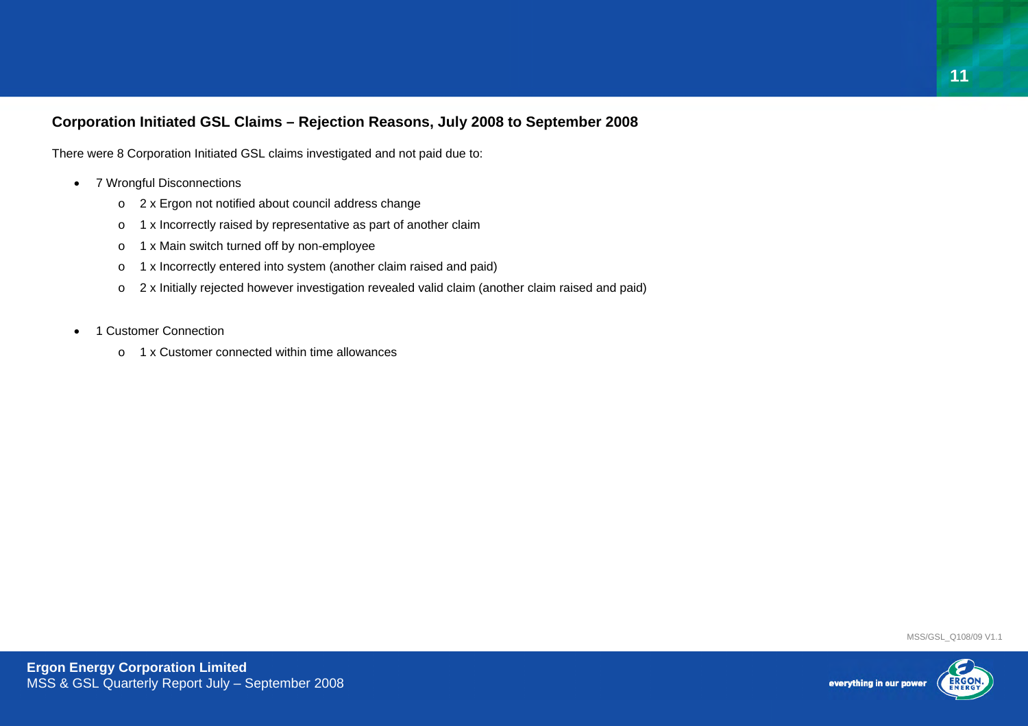## Corporation Initiated GSL Claims – Rejection Reasons, July 2008 to September 2008

There were 8 Corporation Initiated GSL claims investigated and not paid due to:

- 7 Wrongful Disconnections
  - 2 x Ergon not notified about council address change
  - 1 x Incorrectly raised by representative as part of another claim
  - 1 x Main switch turned off by non-employee
  - 1 x Incorrectly entered into system (another claim raised and paid)
  - 2 x Initially rejected however investigation revealed valid claim (another claim raised and paid)

- 1 Customer Connection
  - 1 x Customer connected within time allowances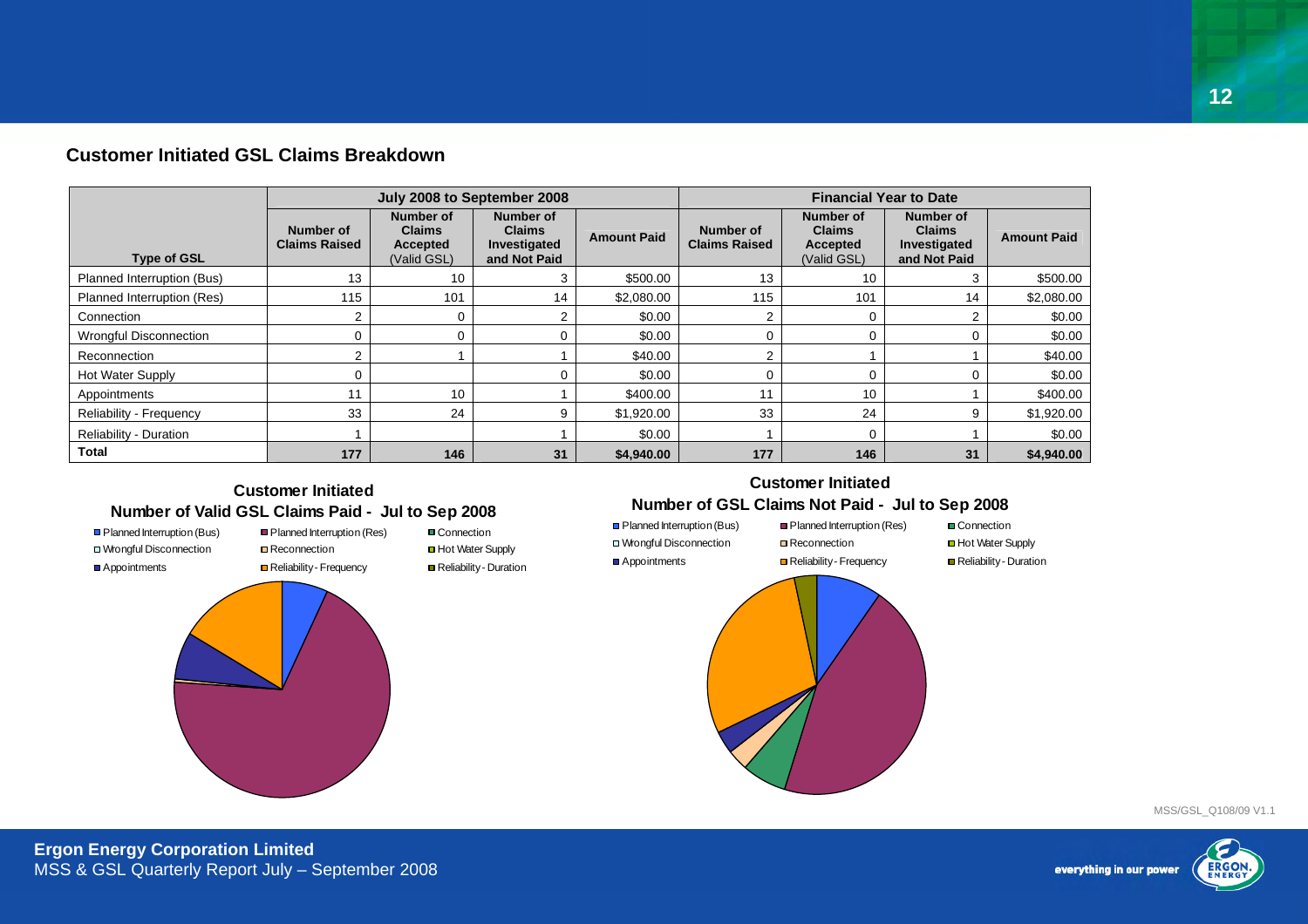## Customer Initiated GSL Claims Breakdown

| Type of GSL | July 2008 to September 2008 | | | | Financial Year to Date | | | |
|---|---|---|---|---|---|---|---|---|
| | Number of Claims Raised | Number of Claims Accepted (Valid GSL) | Number of Claims Investigated and Not Paid | Amount Paid | Number of Claims Raised | Number of Claims Accepted (Valid GSL) | Number of Claims Investigated and Not Paid | Amount Paid |
| Planned Interruption (Bus) | 13 | 10 | 3 | $500.00 | 13 | 10 | 3 | $500.00 |
| Planned Interruption (Res) | 115 | 101 | 14 | $2,080.00 | 115 | 101 | 14 | $2,080.00 |
| Connection | 2 | 0 | 2 | $0.00 | 2 | 0 | 2 | $0.00 |
| Wrongful Disconnection | 0 | 0 | 0 | $0.00 | 0 | 0 | 0 | $0.00 |
| Reconnection | 2 | 1 | 1 | $40.00 | 2 | 1 | 1 | $40.00 |
| Hot Water Supply | 0 | | 0 | $0.00 | 0 | 0 | 0 | $0.00 |
| Appointments | 11 | 10 | 1 | $400.00 | 11 | 10 | 1 | $400.00 |
| Reliability - Frequency | 33 | 24 | 9 | $1,920.00 | 33 | 24 | 9 | $1,920.00 |
| Reliability - Duration | 1 | | 1 | $0.00 | 1 | 0 | 1 | $0.00 |
| **Total** | **177** | **146** | **31** | **$4,940.00** | **177** | **146** | **31** | **$4,940.00** |

**Customer Initiated**
**Number of Valid GSL Claims Paid - Jul to Sep 2008**

Planned Interruption (Bus) | Planned Interruption (Res) | Connection | Wrongful Disconnection | Reconnection | Hot Water Supply | Appointments | Reliability - Frequency | Reliability - Duration

**Customer Initiated**
**Number of GSL Claims Not Paid - Jul to Sep 2008**

Planned Interruption (Bus) | Planned Interruption (Res) | Connection | Wrongful Disconnection | Reconnection | Hot Water Supply | Appointments | Reliability - Frequency | Reliability - Duration

MSS/GSL_Q108/09 V1.1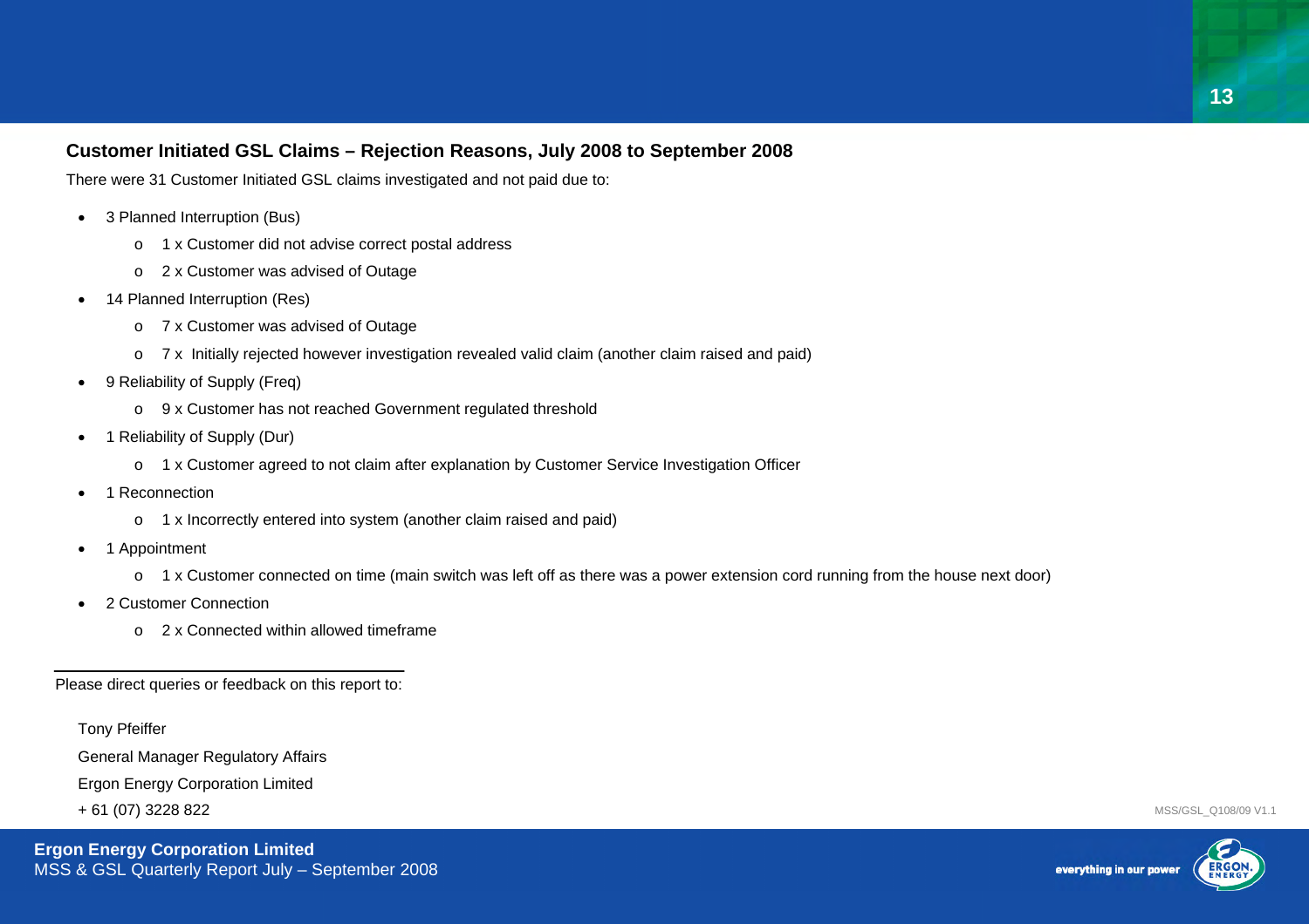### Customer Initiated GSL Claims – Rejection Reasons, July 2008 to September 2008

There were 31 Customer Initiated GSL claims investigated and not paid due to:

- 3 Planned Interruption (Bus)
  - 1 x Customer did not advise correct postal address
  - 2 x Customer was advised of Outage
- 14 Planned Interruption (Res)
  - 7 x Customer was advised of Outage
  - 7 x Initially rejected however investigation revealed valid claim (another claim raised and paid)
- 9 Reliability of Supply (Freq)
  - 9 x Customer has not reached Government regulated threshold
- 1 Reliability of Supply (Dur)
  - 1 x Customer agreed to not claim after explanation by Customer Service Investigation Officer
- 1 Reconnection
  - 1 x Incorrectly entered into system (another claim raised and paid)
- 1 Appointment
  - 1 x Customer connected on time (main switch was left off as there was a power extension cord running from the house next door)
- 2 Customer Connection
  - 2 x Connected within allowed timeframe

---

Please direct queries or feedback on this report to:

Tony Pfeiffer

General Manager Regulatory Affairs

Ergon Energy Corporation Limited

+ 61 (07) 3228 822

MSS/GSL_Q108/09 V1.1